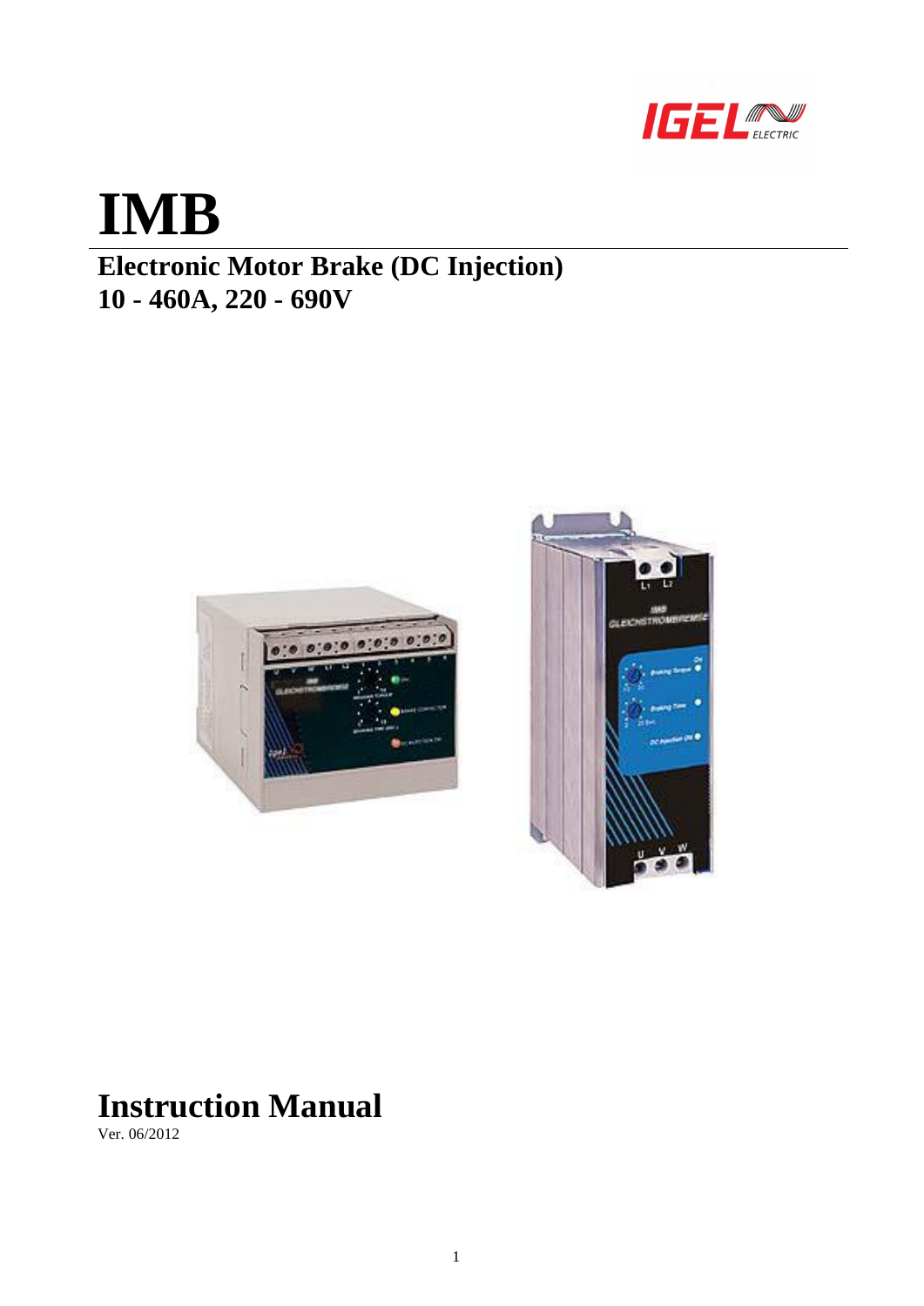# IMB

## Electronic Motor Brake (DC Injection)
## 10 - 460A, 220 - 690V

# Instruction Manual

Ver. 06/2012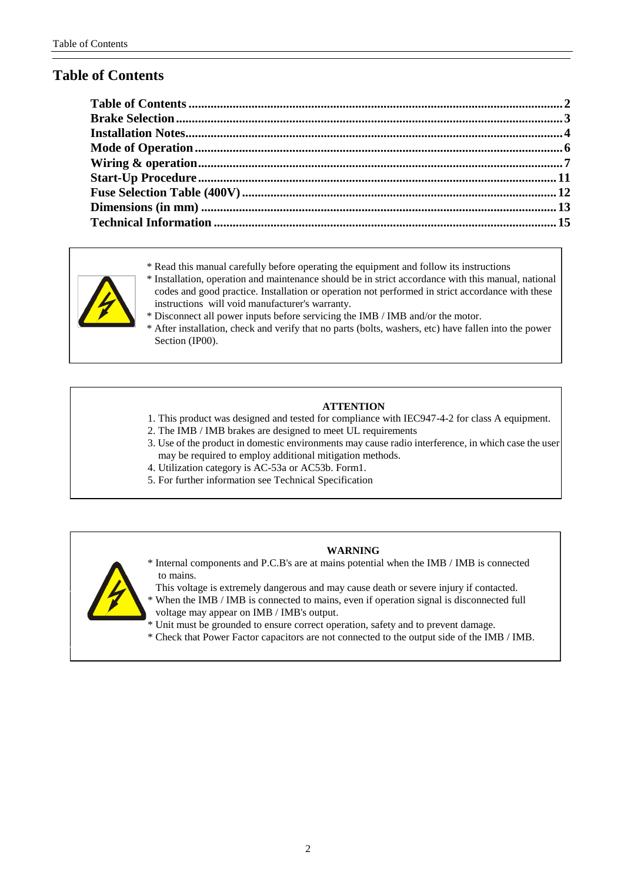# Table of Contents

| | |
|---|---|
| **Table of Contents** | **2** |
| **Brake Selection** | **3** |
| **Installation Notes** | **4** |
| **Mode of Operation** | **6** |
| **Wiring & operation** | **7** |
| **Start-Up Procedure** | **11** |
| **Fuse Selection Table (400V)** | **12** |
| **Dimensions (in mm)** | **13** |
| **Technical Information** | **15** |

* Read this manual carefully before operating the equipment and follow its instructions
* Installation, operation and maintenance should be in strict accordance with this manual, national codes and good practice. Installation or operation not performed in strict accordance with these instructions will void manufacturer's warranty.
* Disconnect all power inputs before servicing the IMB / IMB and/or the motor.
* After installation, check and verify that no parts (bolts, washers, etc) have fallen into the power Section (IP00).

**ATTENTION**

1. This product was designed and tested for compliance with IEC947-4-2 for class A equipment.
2. The IMB / IMB brakes are designed to meet UL requirements
3. Use of the product in domestic environments may cause radio interference, in which case the user may be required to employ additional mitigation methods.
4. Utilization category is AC-53a or AC53b. Form1.
5. For further information see Technical Specification

**WARNING**

* Internal components and P.C.B's are at mains potential when the IMB / IMB is connected to mains.
  This voltage is extremely dangerous and may cause death or severe injury if contacted.
* When the IMB / IMB is connected to mains, even if operation signal is disconnected full voltage may appear on IMB / IMB's output.
* Unit must be grounded to ensure correct operation, safety and to prevent damage.
* Check that Power Factor capacitors are not connected to the output side of the IMB / IMB.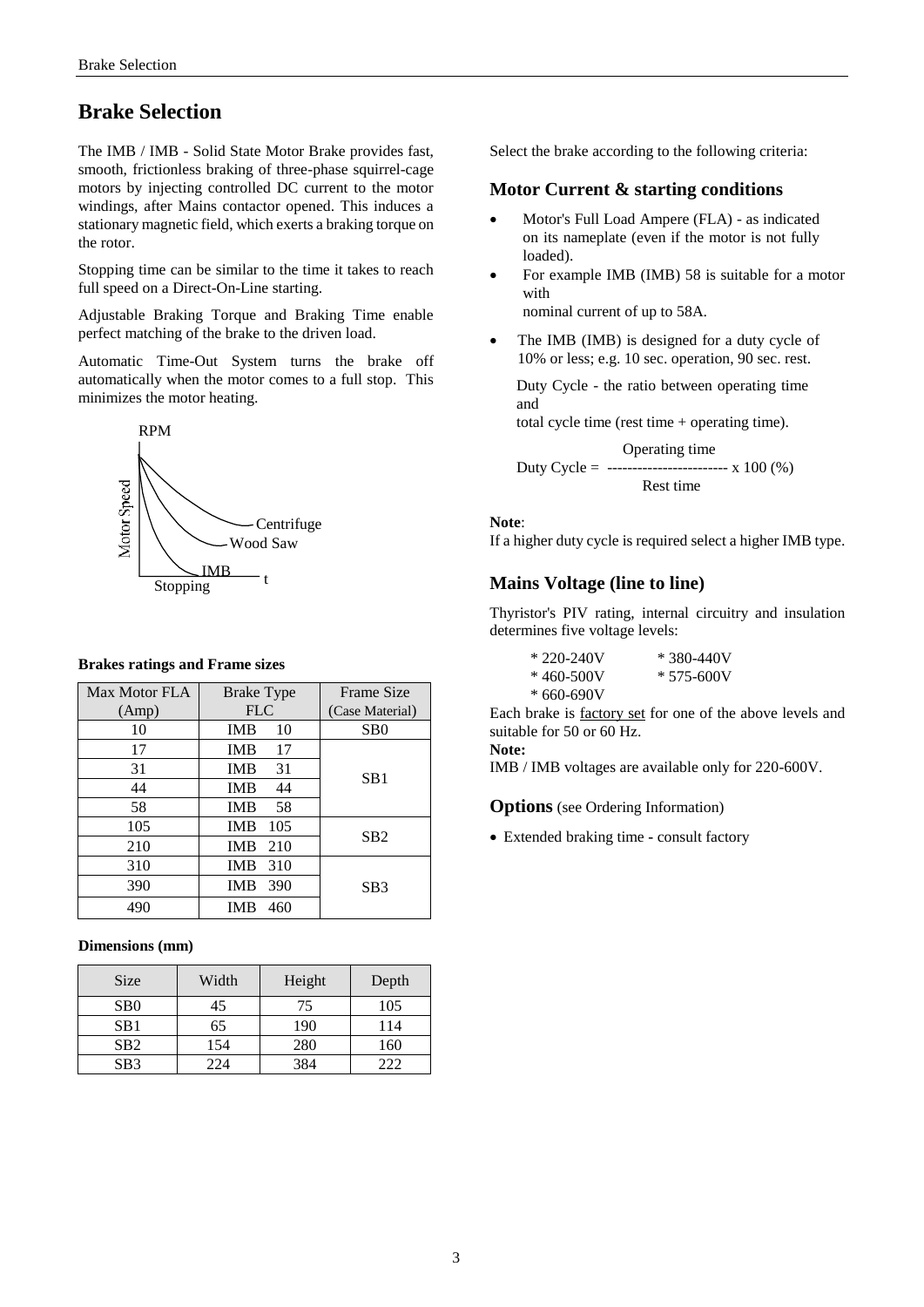# Brake Selection

The IMB / IMB - Solid State Motor Brake provides fast, smooth, frictionless braking of three-phase squirrel-cage motors by injecting controlled DC current to the motor windings, after Mains contactor opened. This induces a stationary magnetic field, which exerts a braking torque on the rotor.

Stopping time can be similar to the time it takes to reach full speed on a Direct-On-Line starting.

Adjustable Braking Torque and Braking Time enable perfect matching of the brake to the driven load.

Automatic Time-Out System turns the brake off automatically when the motor comes to a full stop. This minimizes the motor heating.

RPM

Motor Speed

Centrifuge

Wood Saw

IMB

Stopping

t

**Brakes ratings and Frame sizes**

| Max Motor FLA (Amp) | Brake Type FLC | Frame Size (Case Material) |
|---|---|---|
| 10 | IMB 10 | SB0 |
| 17 | IMB 17 | SB1 |
| 31 | IMB 31 | |
| 44 | IMB 44 | |
| 58 | IMB 58 | |
| 105 | IMB 105 | SB2 |
| 210 | IMB 210 | |
| 310 | IMB 310 | SB3 |
| 390 | IMB 390 | |
| 490 | IMB 460 | |

**Dimensions (mm)**

| Size | Width | Height | Depth |
|---|---|---|---|
| SB0 | 45 | 75 | 105 |
| SB1 | 65 | 190 | 114 |
| SB2 | 154 | 280 | 160 |
| SB3 | 224 | 384 | 222 |

Select the brake according to the following criteria:

## Motor Current & starting conditions

- Motor's Full Load Ampere (FLA) - as indicated on its nameplate (even if the motor is not fully loaded).
- For example IMB (IMB) 58 is suitable for a motor with nominal current of up to 58A.
- The IMB (IMB) is designed for a duty cycle of 10% or less; e.g. 10 sec. operation, 90 sec. rest.

  Duty Cycle - the ratio between operating time and total cycle time (rest time + operating time).

$$\text{Duty Cycle} = \frac{\text{Operating time}}{\text{Rest time}} \times 100\ (\%)$$

**Note**:
If a higher duty cycle is required select a higher IMB type.

## Mains Voltage (line to line)

Thyristor's PIV rating, internal circuitry and insulation determines five voltage levels:

* 220-240V * 380-440V
* 460-500V * 575-600V
* 660-690V

Each brake is factory set for one of the above levels and suitable for 50 or 60 Hz.

**Note:**
IMB / IMB voltages are available only for 220-600V.

**Options** (see Ordering Information)

- Extended braking time - consult factory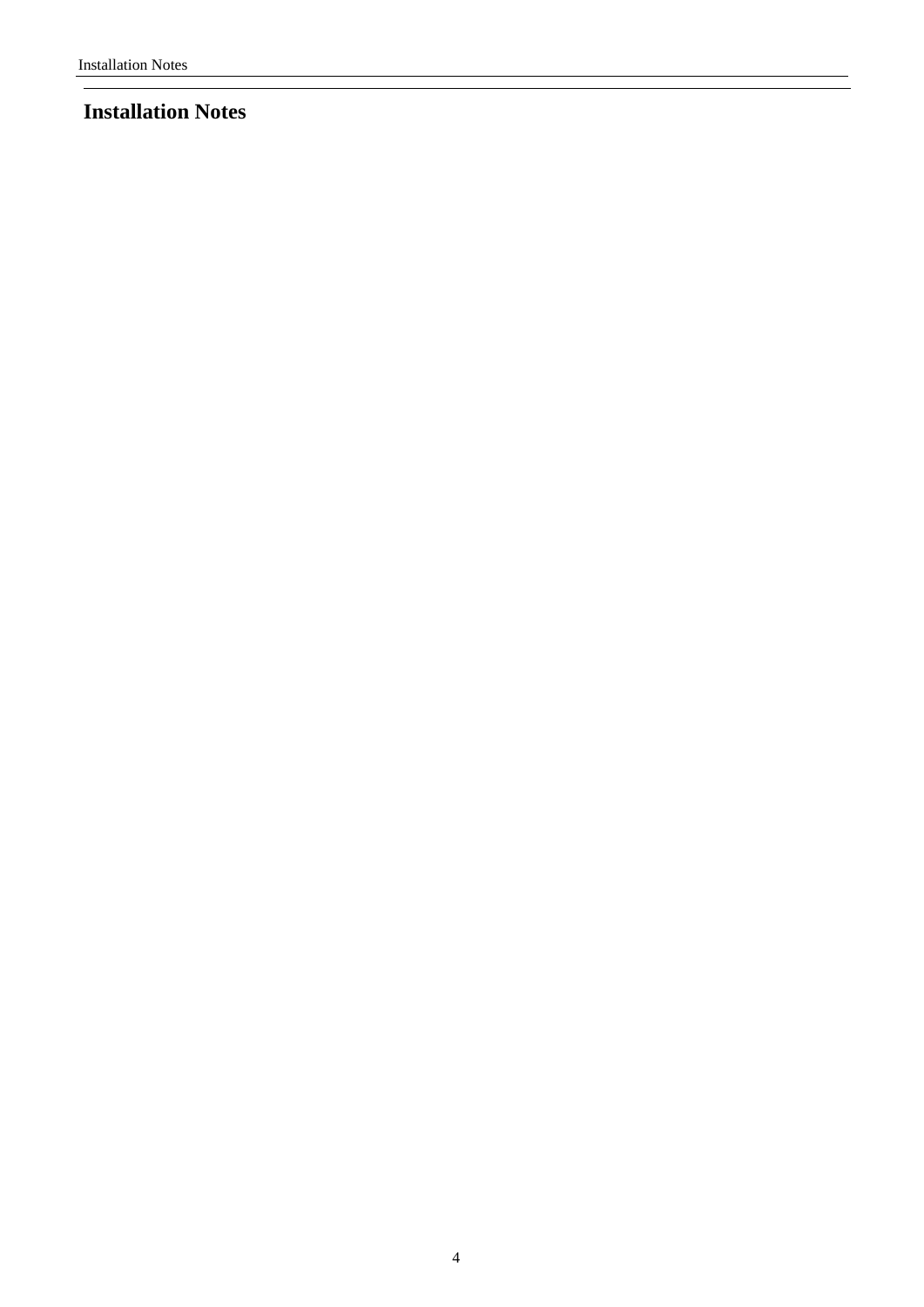# Installation Notes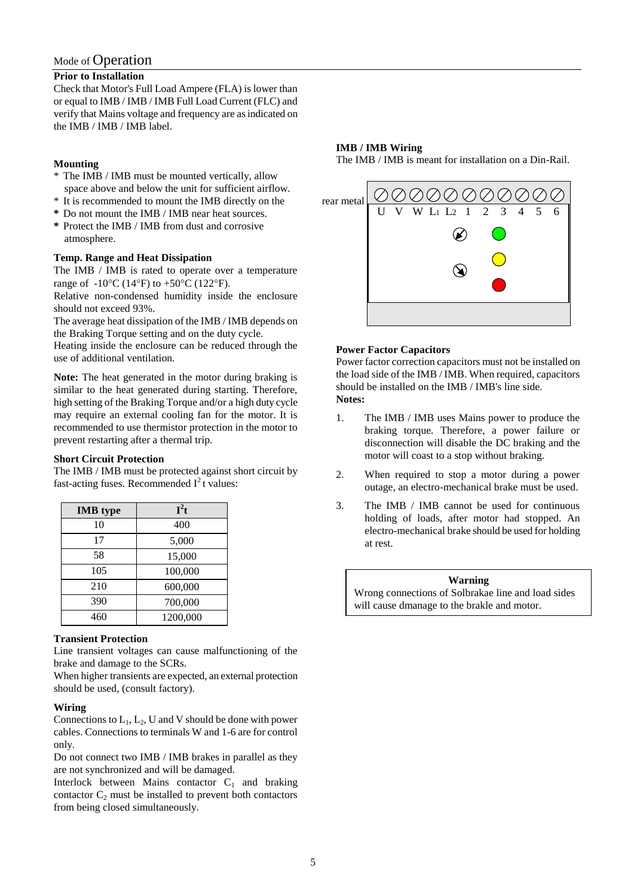# Mode of Operation

**Prior to Installation**

Check that Motor's Full Load Ampere (FLA) is lower than or equal to IMB / IMB / IMB Full Load Current (FLC) and verify that Mains voltage and frequency are as indicated on the IMB / IMB / IMB label.

**Mounting**

* The IMB / IMB must be mounted vertically, allow space above and below the unit for sufficient airflow.
* It is recommended to mount the IMB directly on the
* Do not mount the IMB / IMB near heat sources.
* Protect the IMB / IMB from dust and corrosive atmosphere.

**Temp. Range and Heat Dissipation**

The IMB / IMB is rated to operate over a temperature range of -10°C (14°F) to +50°C (122°F).

Relative non-condensed humidity inside the enclosure should not exceed 93%.

The average heat dissipation of the IMB / IMB depends on the Braking Torque setting and on the duty cycle.

Heating inside the enclosure can be reduced through the use of additional ventilation.

**Note:** The heat generated in the motor during braking is similar to the heat generated during starting. Therefore, high setting of the Braking Torque and/or a high duty cycle may require an external cooling fan for the motor. It is recommended to use thermistor protection in the motor to prevent restarting after a thermal trip.

**Short Circuit Protection**

The IMB / IMB must be protected against short circuit by fast-acting fuses. Recommended $I^2t$ values:

| IMB type | $I^2t$ |
|---|---|
| 10 | 400 |
| 17 | 5,000 |
| 58 | 15,000 |
| 105 | 100,000 |
| 210 | 600,000 |
| 390 | 700,000 |
| 460 | 1200,000 |

**Transient Protection**

Line transient voltages can cause malfunctioning of the brake and damage to the SCRs.

When higher transients are expected, an external protection should be used, (consult factory).

**Wiring**

Connections to $L_1$, $L_2$, U and V should be done with power cables. Connections to terminals W and 1-6 are for control only.

Do not connect two IMB / IMB brakes in parallel as they are not synchronized and will be damaged.

Interlock between Mains contactor $C_1$ and braking contactor $C_2$ must be installed to prevent both contactors from being closed simultaneously.

**IMB / IMB Wiring**

The IMB / IMB is meant for installation on a Din-Rail.

rear metal

U V W $L_1$ $L_2$ 1 2 3 4 5 6

**Power Factor Capacitors**

Power factor correction capacitors must not be installed on the load side of the IMB / IMB. When required, capacitors should be installed on the IMB / IMB's line side.

**Notes:**

1. The IMB / IMB uses Mains power to produce the braking torque. Therefore, a power failure or disconnection will disable the DC braking and the motor will coast to a stop without braking.
2. When required to stop a motor during a power outage, an electro-mechanical brake must be used.
3. The IMB / IMB cannot be used for continuous holding of loads, after motor had stopped. An electro-mechanical brake should be used for holding at rest.

**Warning**

Wrong connections of Solbrakae line and load sides will cause dmanage to the brakle and motor.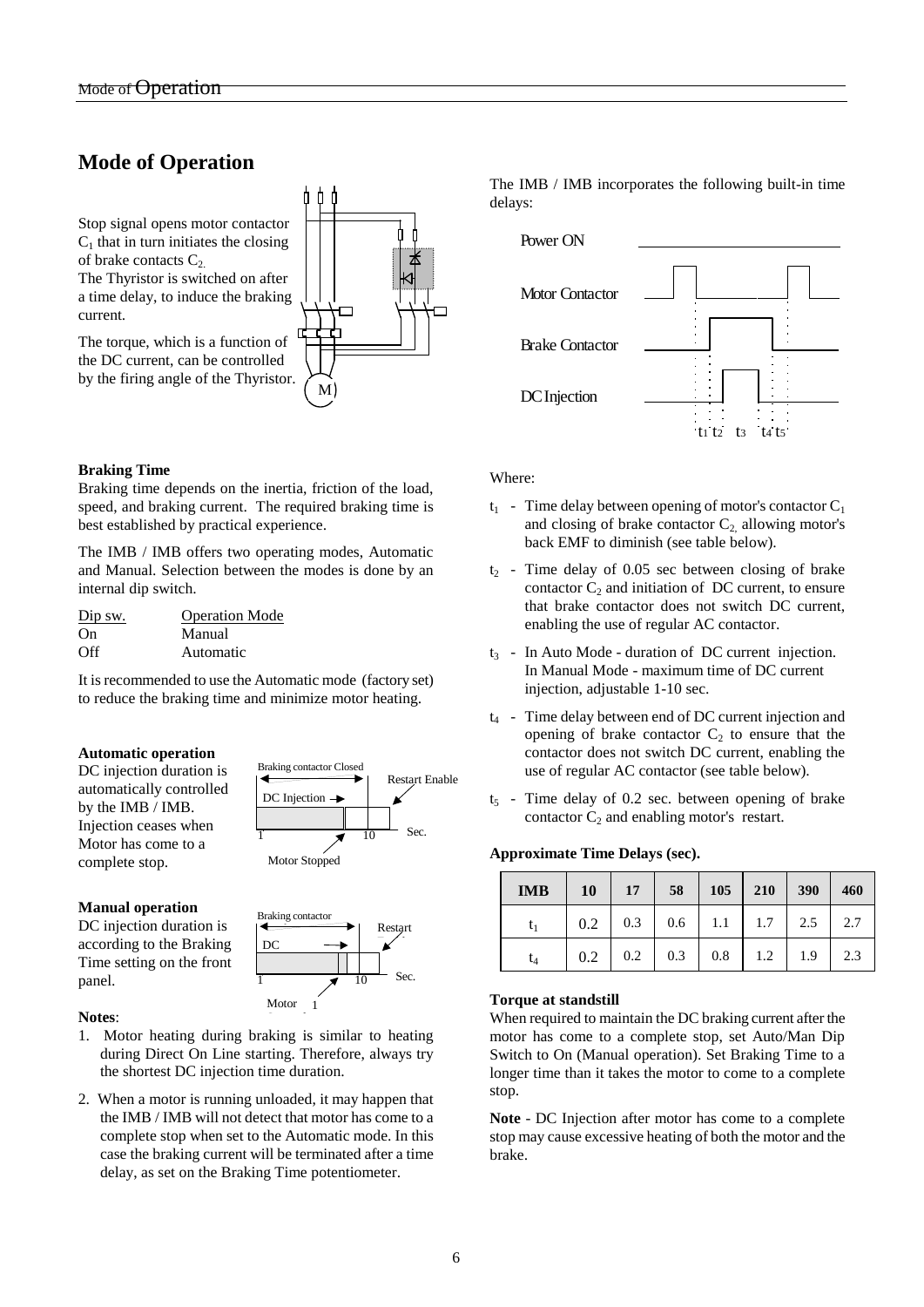# Mode of Operation

Stop signal opens motor contactor $C_1$ that in turn initiates the closing of brake contacts $C_2$.
The Thyristor is switched on after a time delay, to induce the braking current.

The torque, which is a function of the DC current, can be controlled by the firing angle of the Thyristor.

### Braking Time

Braking time depends on the inertia, friction of the load, speed, and braking current. The required braking time is best established by practical experience.

The IMB / IMB offers two operating modes, Automatic and Manual. Selection between the modes is done by an internal dip switch.

| Dip sw. | Operation Mode |
|---|---|
| On | Manual |
| Off | Automatic |

It is recommended to use the Automatic mode (factory set) to reduce the braking time and minimize motor heating.

### Automatic operation

DC injection duration is automatically controlled by the IMB / IMB. Injection ceases when Motor has come to a complete stop.

### Manual operation

DC injection duration is according to the Braking Time setting on the front panel.

**Notes**:

1. Motor heating during braking is similar to heating during Direct On Line starting. Therefore, always try the shortest DC injection time duration.
2. When a motor is running unloaded, it may happen that the IMB / IMB will not detect that motor has come to a complete stop when set to the Automatic mode. In this case the braking current will be terminated after a time delay, as set on the Braking Time potentiometer.

The IMB / IMB incorporates the following built-in time delays:

Where:

- $t_1$ - Time delay between opening of motor's contactor $C_1$ and closing of brake contactor $C_2$, allowing motor's back EMF to diminish (see table below).
- $t_2$ - Time delay of 0.05 sec between closing of brake contactor $C_2$ and initiation of DC current, to ensure that brake contactor does not switch DC current, enabling the use of regular AC contactor.
- $t_3$ - In Auto Mode - duration of DC current injection. In Manual Mode - maximum time of DC current injection, adjustable 1-10 sec.
- $t_4$ - Time delay between end of DC current injection and opening of brake contactor $C_2$ to ensure that the contactor does not switch DC current, enabling the use of regular AC contactor (see table below).
- $t_5$ - Time delay of 0.2 sec. between opening of brake contactor $C_2$ and enabling motor's restart.

**Approximate Time Delays (sec).**

| IMB | 10 | 17 | 58 | 105 | 210 | 390 | 460 |
|---|---|---|---|---|---|---|---|
| $t_1$ | 0.2 | 0.3 | 0.6 | 1.1 | 1.7 | 2.5 | 2.7 |
| $t_4$ | 0.2 | 0.2 | 0.3 | 0.8 | 1.2 | 1.9 | 2.3 |

### Torque at standstill

When required to maintain the DC braking current after the motor has come to a complete stop, set Auto/Man Dip Switch to On (Manual operation). Set Braking Time to a longer time than it takes the motor to come to a complete stop.

**Note** - DC Injection after motor has come to a complete stop may cause excessive heating of both the motor and the brake.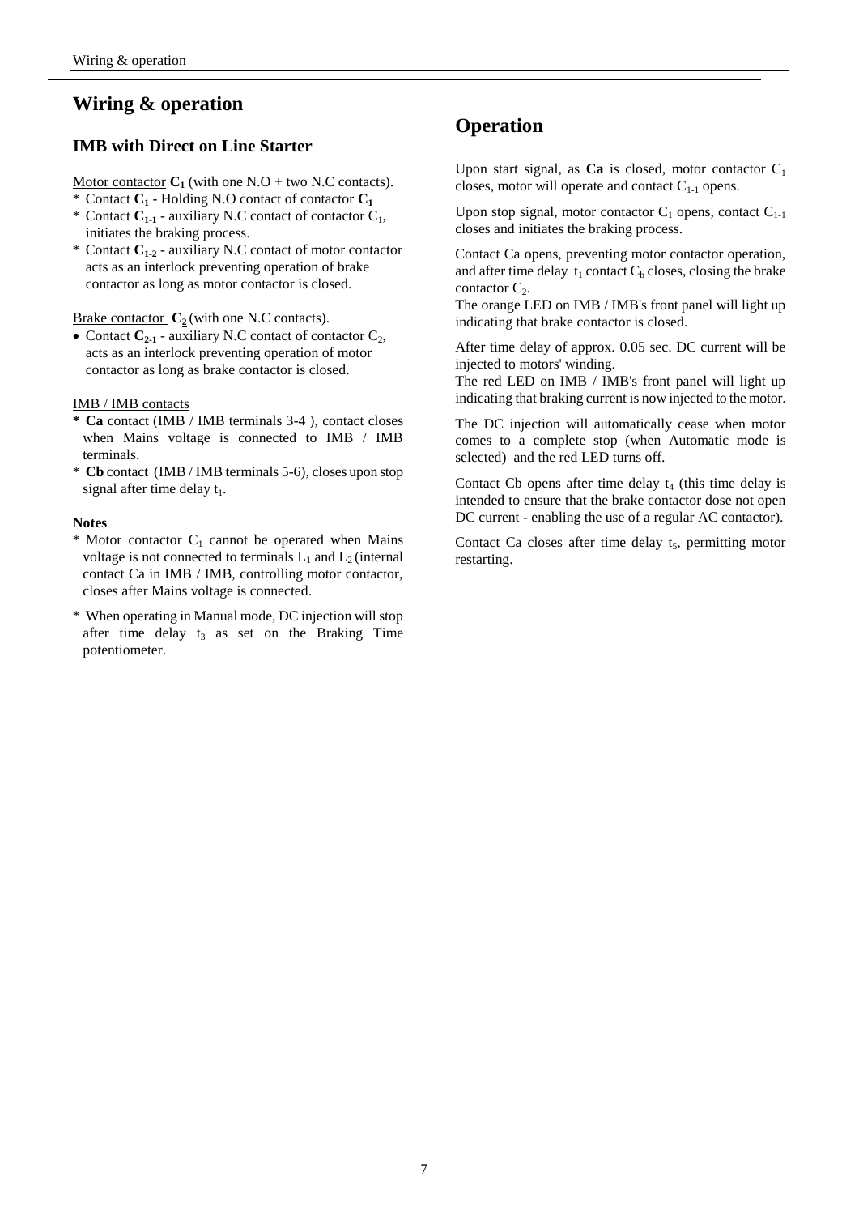# Wiring & operation

## IMB with Direct on Line Starter

Motor contactor **$C_1$** (with one N.O + two N.C contacts).

* Contact **$C_1$** - Holding N.O contact of contactor **$C_1$**
* Contact **$C_{1-1}$** - auxiliary N.C contact of contactor $C_1$, initiates the braking process.
* Contact **$C_{1-2}$** - auxiliary N.C contact of motor contactor acts as an interlock preventing operation of brake contactor as long as motor contactor is closed.

Brake contactor **$C_2$** (with one N.C contacts).

- Contact **$C_{2-1}$** - auxiliary N.C contact of contactor $C_2$, acts as an interlock preventing operation of motor contactor as long as brake contactor is closed.

IMB / IMB contacts

* **Ca** contact (IMB / IMB terminals 3-4 ), contact closes when Mains voltage is connected to IMB / IMB terminals.
* **Cb** contact (IMB / IMB terminals 5-6), closes upon stop signal after time delay $t_1$.

**Notes**

* Motor contactor $C_1$ cannot be operated when Mains voltage is not connected to terminals $L_1$ and $L_2$ (internal contact Ca in IMB / IMB, controlling motor contactor, closes after Mains voltage is connected.
* When operating in Manual mode, DC injection will stop after time delay $t_3$ as set on the Braking Time potentiometer.

## Operation

Upon start signal, as **Ca** is closed, motor contactor $C_1$ closes, motor will operate and contact $C_{1-1}$ opens.

Upon stop signal, motor contactor $C_1$ opens, contact $C_{1-1}$ closes and initiates the braking process.

Contact Ca opens, preventing motor contactor operation, and after time delay $t_1$ contact $C_b$ closes, closing the brake contactor $C_2$.
The orange LED on IMB / IMB's front panel will light up indicating that brake contactor is closed.

After time delay of approx. 0.05 sec. DC current will be injected to motors' winding.
The red LED on IMB / IMB's front panel will light up indicating that braking current is now injected to the motor.

The DC injection will automatically cease when motor comes to a complete stop (when Automatic mode is selected) and the red LED turns off.

Contact Cb opens after time delay $t_4$ (this time delay is intended to ensure that the brake contactor dose not open DC current - enabling the use of a regular AC contactor).

Contact Ca closes after time delay $t_5$, permitting motor restarting.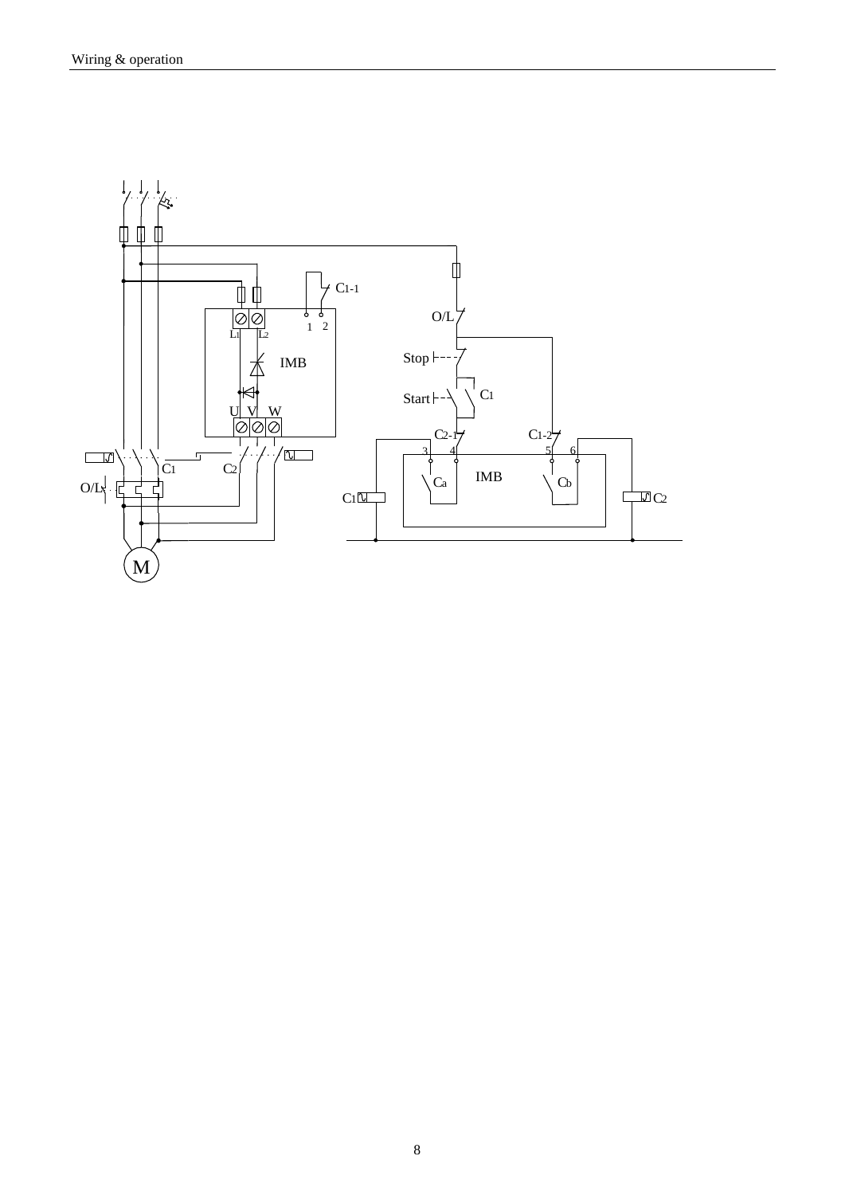C1-1

O/L

1 2

L1 L2

IMB

Stop

Start

C1

U V W

C2-1

C1-2

3 4 5 6

C1 C2

Ca IMB Cb

O/L

C1

C2

M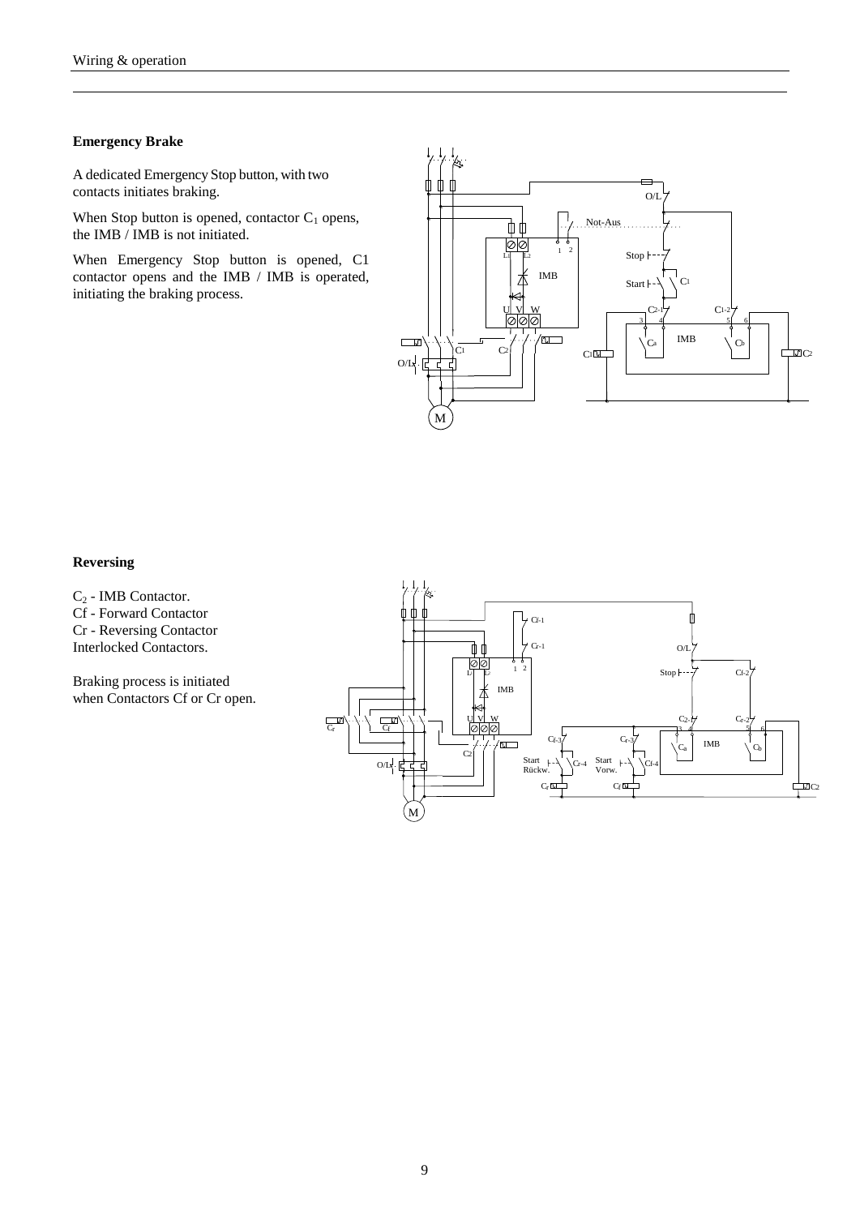## Emergency Brake

A dedicated Emergency Stop button, with two contacts initiates braking.

When Stop button is opened, contactor $C_1$ opens, the IMB / IMB is not initiated.

When Emergency Stop button is opened, C1 contactor opens and the IMB / IMB is operated, initiating the braking process.

## Reversing

$C_2$ - IMB Contactor.
Cf - Forward Contactor
Cr - Reversing Contactor
Interlocked Contactors.

Braking process is initiated when Contactors Cf or Cr open.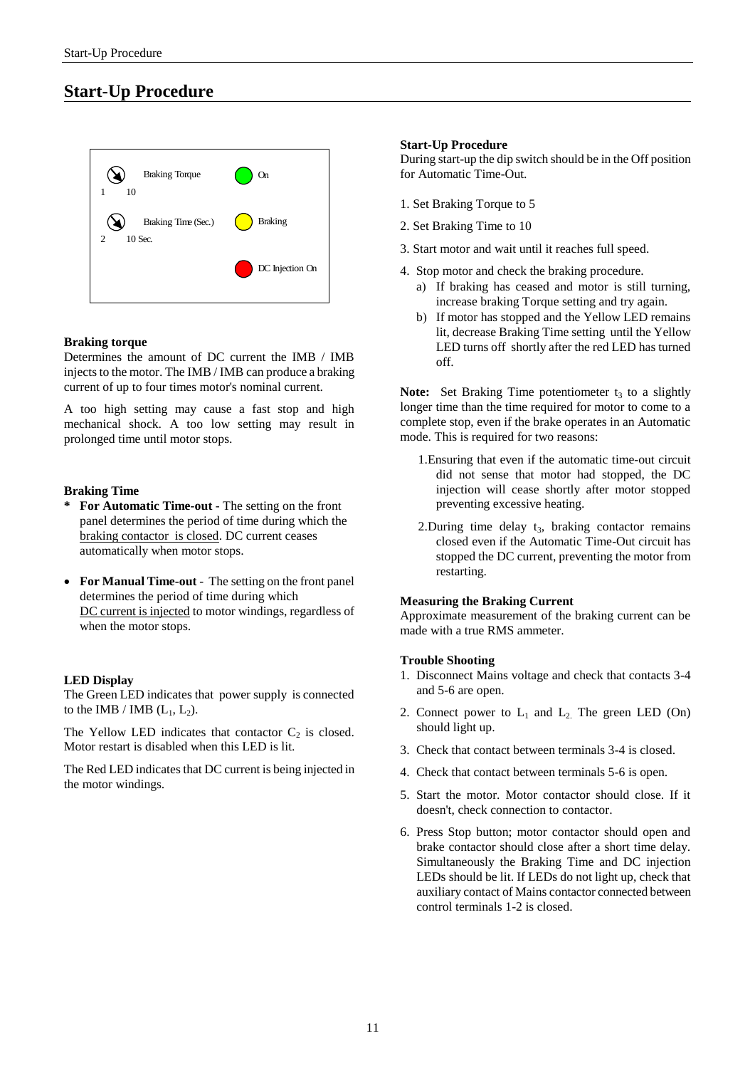# Start-Up Procedure

Braking Torque — 1 … 10 — On

Braking Time (Sec.) — 2 … 10 Sec. — Braking

DC Injection On

**Braking torque**

Determines the amount of DC current the IMB / IMB injects to the motor. The IMB / IMB can produce a braking current of up to four times motor's nominal current.

A too high setting may cause a fast stop and high mechanical shock. A too low setting may result in prolonged time until motor stops.

**Braking Time**

- **For Automatic Time-out** - The setting on the front panel determines the period of time during which the braking contactor is closed. DC current ceases automatically when motor stops.
- **For Manual Time-out** - The setting on the front panel determines the period of time during which DC current is injected to motor windings, regardless of when the motor stops.

**LED Display**

The Green LED indicates that power supply is connected to the IMB / IMB ($L_1$, $L_2$).

The Yellow LED indicates that contactor $C_2$ is closed. Motor restart is disabled when this LED is lit.

The Red LED indicates that DC current is being injected in the motor windings.

**Start-Up Procedure**

During start-up the dip switch should be in the Off position for Automatic Time-Out.

1. Set Braking Torque to 5
2. Set Braking Time to 10
3. Start motor and wait until it reaches full speed.
4. Stop motor and check the braking procedure.
   a) If braking has ceased and motor is still turning, increase braking Torque setting and try again.
   b) If motor has stopped and the Yellow LED remains lit, decrease Braking Time setting until the Yellow LED turns off shortly after the red LED has turned off.

**Note:** Set Braking Time potentiometer $t_3$ to a slightly longer time than the time required for motor to come to a complete stop, even if the brake operates in an Automatic mode. This is required for two reasons:

1. Ensuring that even if the automatic time-out circuit did not sense that motor had stopped, the DC injection will cease shortly after motor stopped preventing excessive heating.
2. During time delay $t_3$, braking contactor remains closed even if the Automatic Time-Out circuit has stopped the DC current, preventing the motor from restarting.

**Measuring the Braking Current**

Approximate measurement of the braking current can be made with a true RMS ammeter.

**Trouble Shooting**

1. Disconnect Mains voltage and check that contacts 3-4 and 5-6 are open.
2. Connect power to $L_1$ and $L_2$. The green LED (On) should light up.
3. Check that contact between terminals 3-4 is closed.
4. Check that contact between terminals 5-6 is open.
5. Start the motor. Motor contactor should close. If it doesn't, check connection to contactor.
6. Press Stop button; motor contactor should open and brake contactor should close after a short time delay. Simultaneously the Braking Time and DC injection LEDs should be lit. If LEDs do not light up, check that auxiliary contact of Mains contactor connected between control terminals 1-2 is closed.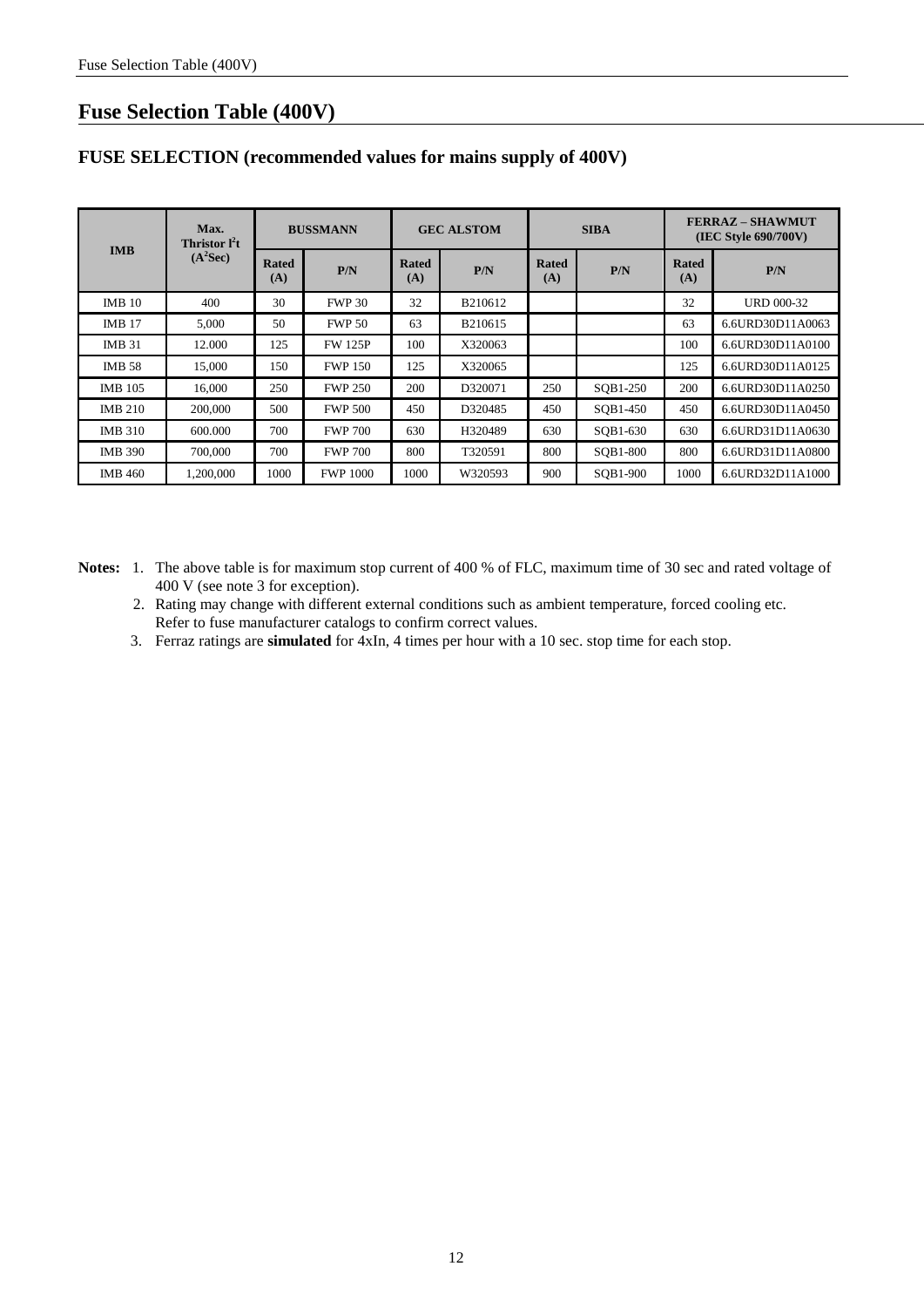# Fuse Selection Table (400V)

## FUSE SELECTION (recommended values for mains supply of 400V)

| IMB | Max. Thristor $I^2t$ ($A^2Sec$) | BUSSMANN | | GEC ALSTOM | | SIBA | | FERRAZ – SHAWMUT (IEC Style 690/700V) | |
|---|---|---|---|---|---|---|---|---|---|
| | | Rated (A) | P/N | Rated (A) | P/N | Rated (A) | P/N | Rated (A) | P/N |
| IMB 10 | 400 | 30 | FWP 30 | 32 | B210612 | | | 32 | URD 000-32 |
| IMB 17 | 5,000 | 50 | FWP 50 | 63 | B210615 | | | 63 | 6.6URD30D11A0063 |
| IMB 31 | 12.000 | 125 | FW 125P | 100 | X320063 | | | 100 | 6.6URD30D11A0100 |
| IMB 58 | 15,000 | 150 | FWP 150 | 125 | X320065 | | | 125 | 6.6URD30D11A0125 |
| IMB 105 | 16,000 | 250 | FWP 250 | 200 | D320071 | 250 | SQB1-250 | 200 | 6.6URD30D11A0250 |
| IMB 210 | 200,000 | 500 | FWP 500 | 450 | D320485 | 450 | SQB1-450 | 450 | 6.6URD30D11A0450 |
| IMB 310 | 600.000 | 700 | FWP 700 | 630 | H320489 | 630 | SQB1-630 | 630 | 6.6URD31D11A0630 |
| IMB 390 | 700,000 | 700 | FWP 700 | 800 | T320591 | 800 | SQB1-800 | 800 | 6.6URD31D11A0800 |
| IMB 460 | 1,200,000 | 1000 | FWP 1000 | 1000 | W320593 | 900 | SQB1-900 | 1000 | 6.6URD32D11A1000 |

**Notes:**

1. The above table is for maximum stop current of 400 % of FLC, maximum time of 30 sec and rated voltage of 400 V (see note 3 for exception).
2. Rating may change with different external conditions such as ambient temperature, forced cooling etc. Refer to fuse manufacturer catalogs to confirm correct values.
3. Ferraz ratings are **simulated** for 4xIn, 4 times per hour with a 10 sec. stop time for each stop.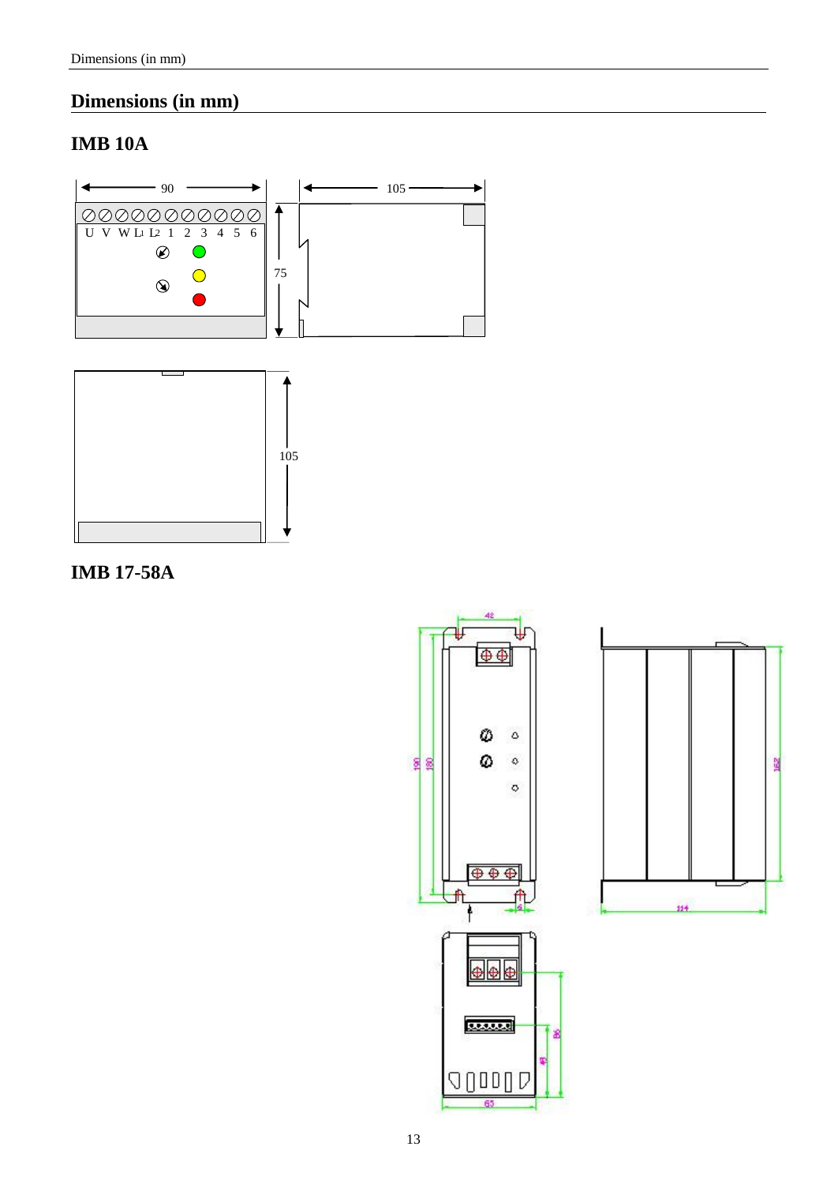# Dimensions (in mm)

## IMB 10A

90

105

U V W L1 L2 1 2 3 4 5 6

75

105

## IMB 17-58A

42

190

180

152

114

86

65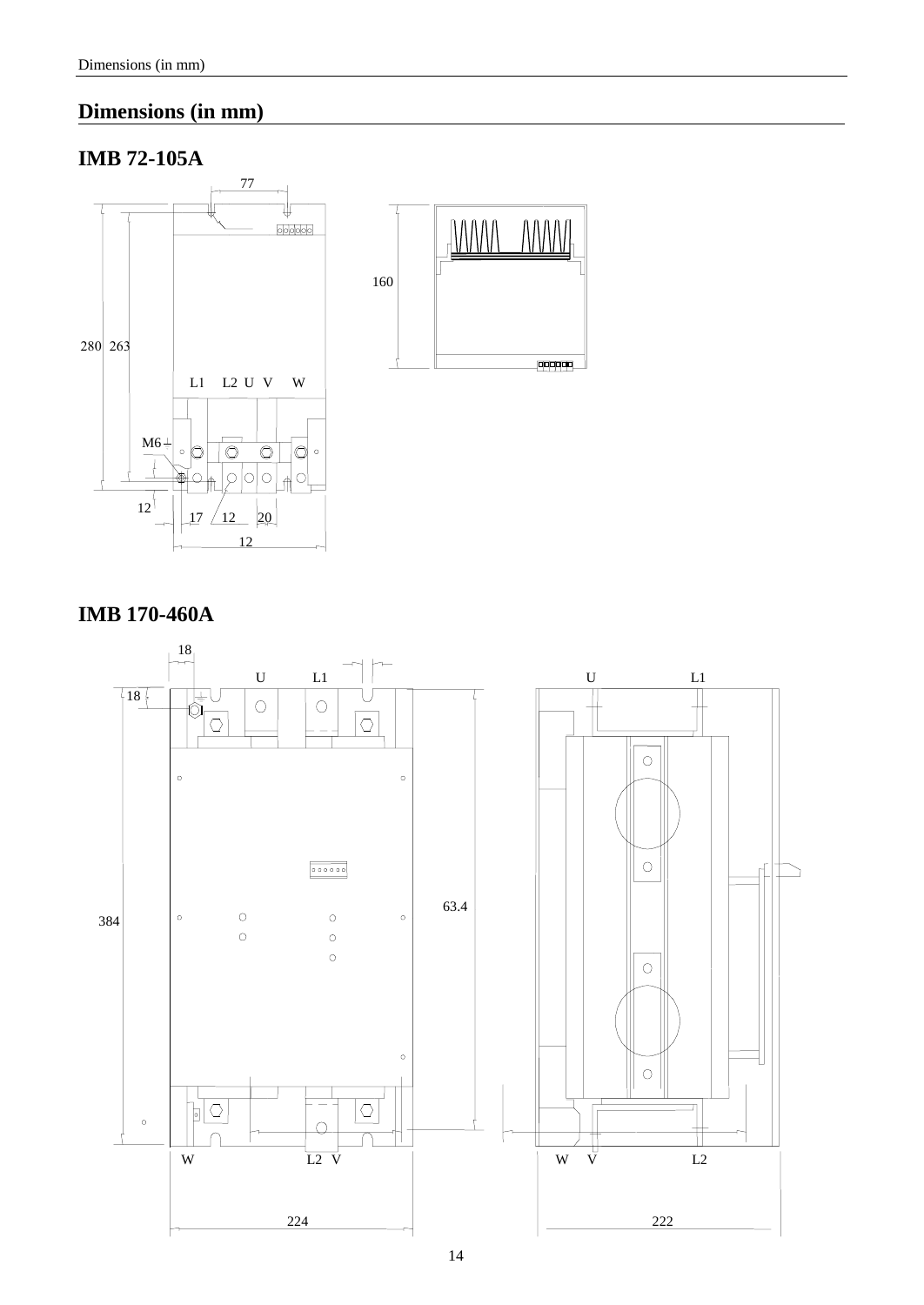# Dimensions (in mm)

## IMB 72-105A

77

160

280 263

L1 L2 U V W

M6

12

17 12 20

12

## IMB 170-460A

18

U L1

18

384

63.4

W L2 V

224

U L1

W V L2

222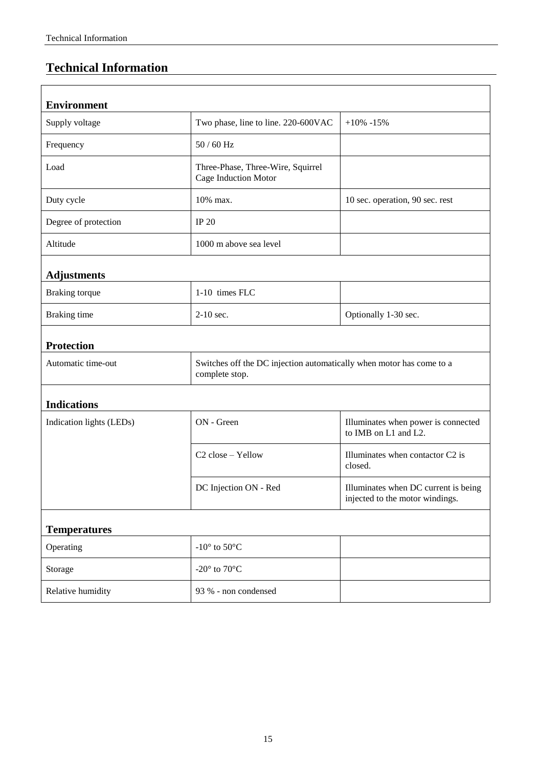# Technical Information

| **Environment** | | |
|---|---|---|
| Supply voltage | Two phase, line to line. 220-600VAC | +10% -15% |
| Frequency | 50 / 60 Hz | |
| Load | Three-Phase, Three-Wire, Squirrel Cage Induction Motor | |
| Duty cycle | 10% max. | 10 sec. operation, 90 sec. rest |
| Degree of protection | IP 20 | |
| Altitude | 1000 m above sea level | |
| **Adjustments** | | |
| Braking torque | 1-10 times FLC | |
| Braking time | 2-10 sec. | Optionally 1-30 sec. |
| **Protection** | | |
| Automatic time-out | Switches off the DC injection automatically when motor has come to a complete stop. | |
| **Indications** | | |
| Indication lights (LEDs) | ON - Green | Illuminates when power is connected to IMB on L1 and L2. |
| | C2 close – Yellow | Illuminates when contactor C2 is closed. |
| | DC Injection ON - Red | Illuminates when DC current is being injected to the motor windings. |
| **Temperatures** | | |
| Operating | -10° to 50°C | |
| Storage | -20° to 70°C | |
| Relative humidity | 93 % - non condensed | |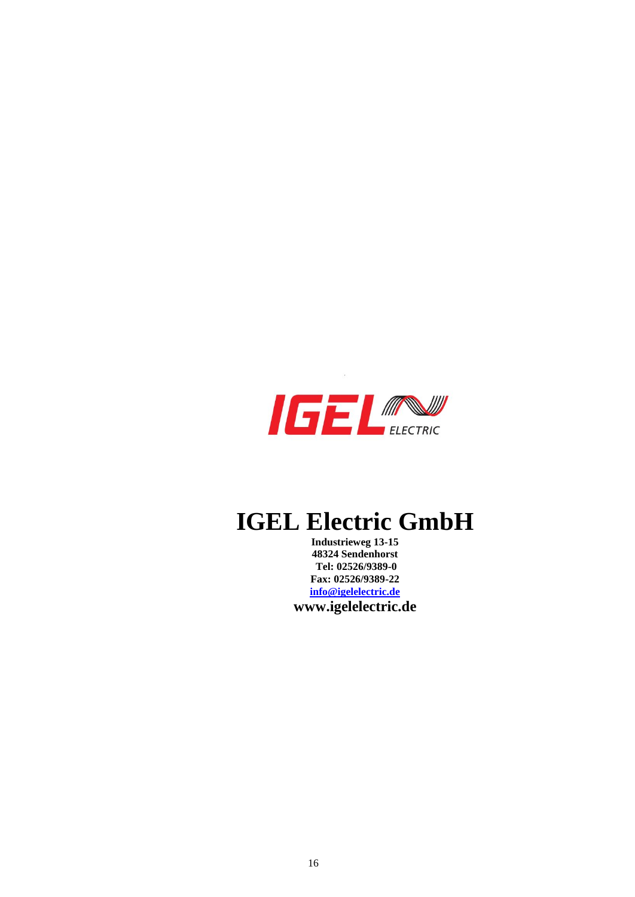# IGEL Electric GmbH

**Industrieweg 13-15**
**48324 Sendenhorst**
**Tel: 02526/9389-0**
**Fax: 02526/9389-22**
**info@igelelectric.de**

**www.igelelectric.de**